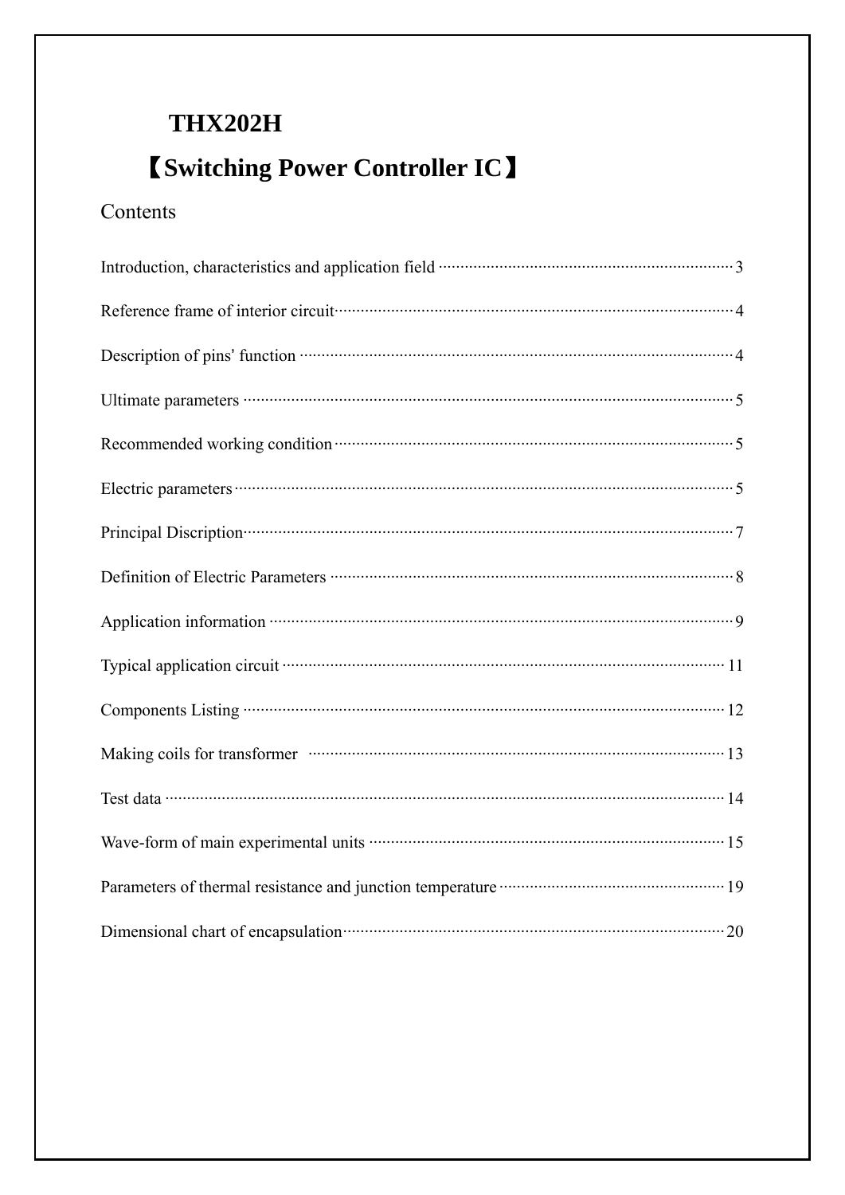# THX202H

# 【Switching Power Controller IC】

## Contents

Introduction, characteristics and application field ········································· 3

Reference frame of interior circuit········································································ 4

Description of pins' function ··············································································· 4

Ultimate parameters ······························································································· 5

Recommended working condition········································································· 5

Electric parameters································································································· 5

Principal Discription······························································································ 7

Definition of Electric Parameters ········································································ 8

Application information ························································································ 9

Typical application circuit ···················································································· 11

Components Listing ······························································································ 12

Making coils for transformer ··············································································· 13

Test data ················································································································ 14

Wave-form of main experimental units ································································ 15

Parameters of thermal resistance and junction temperature ································· 19

Dimensional chart of encapsulation····································································· 20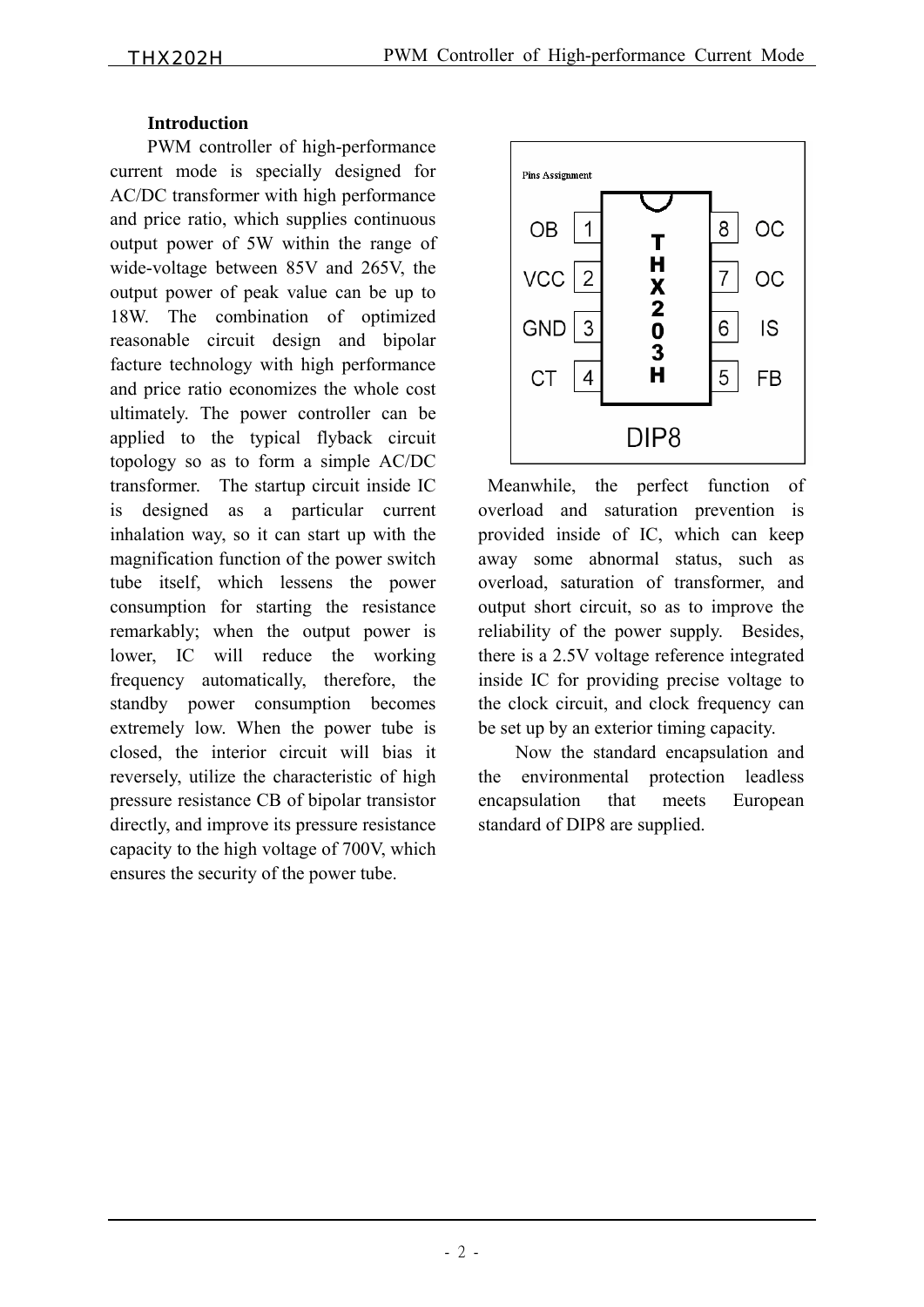**Introduction**

PWM controller of high-performance current mode is specially designed for AC/DC transformer with high performance and price ratio, which supplies continuous output power of 5W within the range of wide-voltage between 85V and 265V, the output power of peak value can be up to 18W. The combination of optimized reasonable circuit design and bipolar facture technology with high performance and price ratio economizes the whole cost ultimately. The power controller can be applied to the typical flyback circuit topology so as to form a simple AC/DC transformer. The startup circuit inside IC is designed as a particular current inhalation way, so it can start up with the magnification function of the power switch tube itself, which lessens the power consumption for starting the resistance remarkably; when the output power is lower, IC will reduce the working frequency automatically, therefore, the standby power consumption becomes extremely low. When the power tube is closed, the interior circuit will bias it reversely, utilize the characteristic of high pressure resistance CB of bipolar transistor directly, and improve its pressure resistance capacity to the high voltage of 700V, which ensures the security of the power tube.

Pins Assignment

| Pin | Name | Pin | Name |
|---|---|---|---|
| 1 | OB | 8 | OC |
| 2 | VCC | 7 | OC |
| 3 | GND | 6 | IS |
| 4 | CT | 5 | FB |

THX203H

DIP8

Meanwhile, the perfect function of overload and saturation prevention is provided inside of IC, which can keep away some abnormal status, such as overload, saturation of transformer, and output short circuit, so as to improve the reliability of the power supply. Besides, there is a 2.5V voltage reference integrated inside IC for providing precise voltage to the clock circuit, and clock frequency can be set up by an exterior timing capacity.

Now the standard encapsulation and the environmental protection leadless encapsulation that meets European standard of DIP8 are supplied.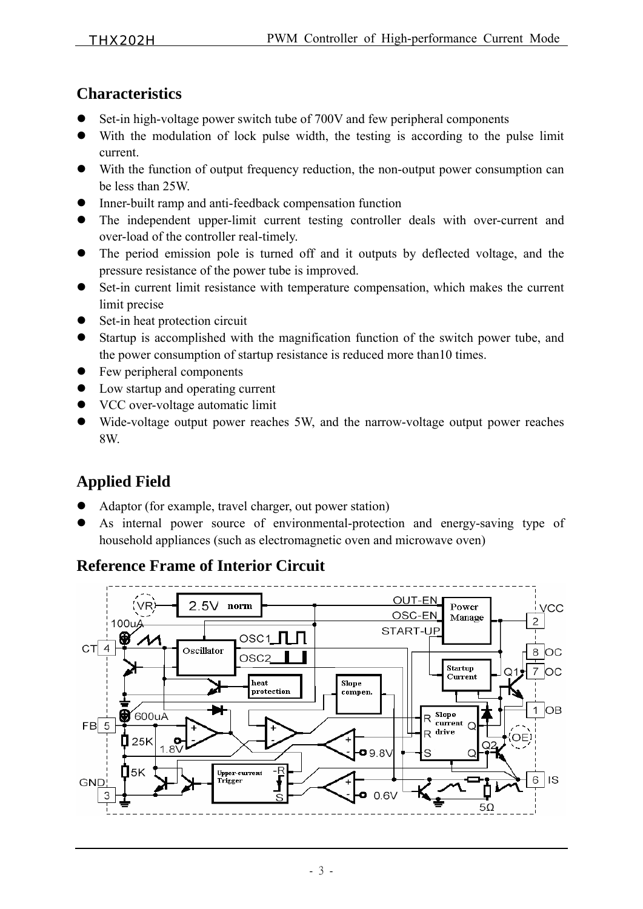## Characteristics

- Set-in high-voltage power switch tube of 700V and few peripheral components
- With the modulation of lock pulse width, the testing is according to the pulse limit current.
- With the function of output frequency reduction, the non-output power consumption can be less than 25W.
- Inner-built ramp and anti-feedback compensation function
- The independent upper-limit current testing controller deals with over-current and over-load of the controller real-timely.
- The period emission pole is turned off and it outputs by deflected voltage, and the pressure resistance of the power tube is improved.
- Set-in current limit resistance with temperature compensation, which makes the current limit precise
- Set-in heat protection circuit
- Startup is accomplished with the magnification function of the switch power tube, and the power consumption of startup resistance is reduced more than10 times.
- Few peripheral components
- Low startup and operating current
- VCC over-voltage automatic limit
- Wide-voltage output power reaches 5W, and the narrow-voltage output power reaches 8W.

## Applied Field

- Adaptor (for example, travel charger, out power station)
- As internal power source of environmental-protection and energy-saving type of household appliances (such as electromagnetic oven and microwave oven)

## Reference Frame of Interior Circuit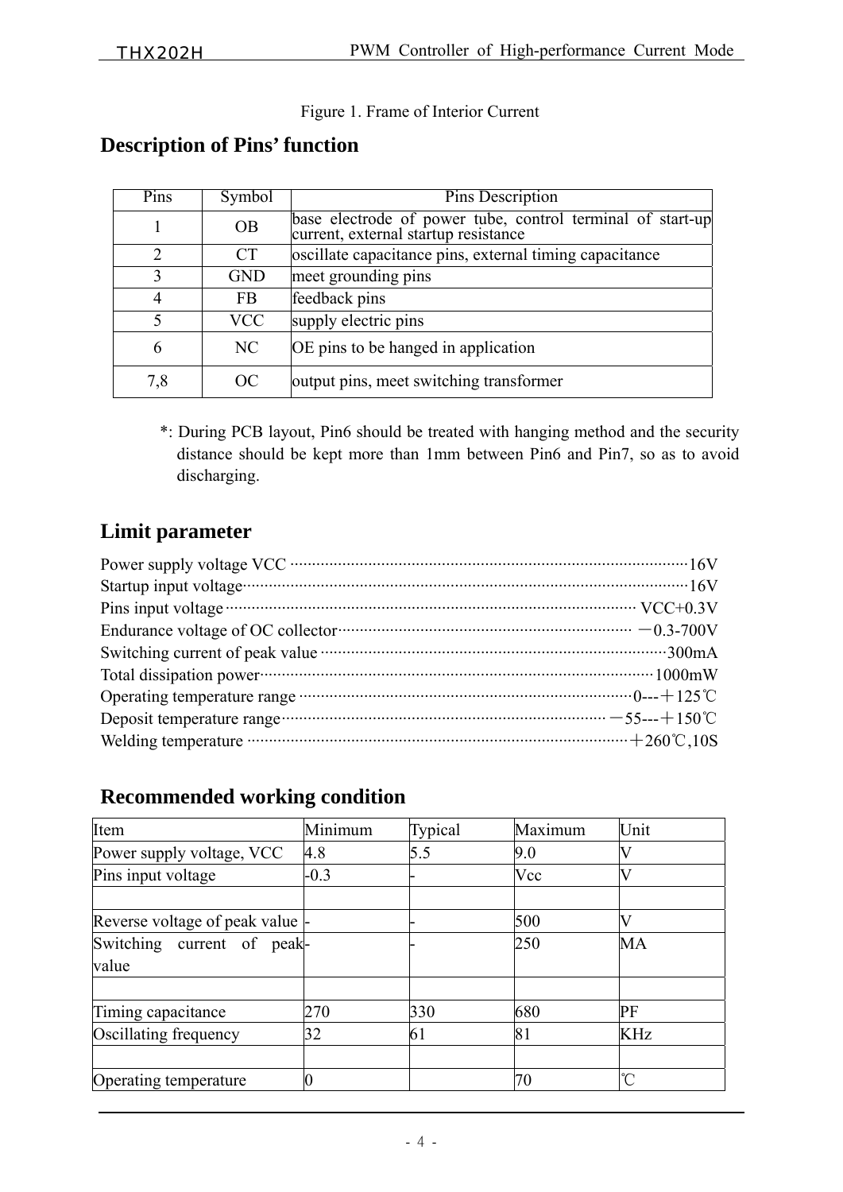Figure 1. Frame of Interior Current

## Description of Pins' function

| Pins | Symbol | Pins Description |
|---|---|---|
| 1 | OB | base electrode of power tube, control terminal of start-up current, external startup resistance |
| 2 | CT | oscillate capacitance pins, external timing capacitance |
| 3 | GND | meet grounding pins |
| 4 | FB | feedback pins |
| 5 | VCC | supply electric pins |
| 6 | NC | OE pins to be hanged in application |
| 7,8 | OC | output pins, meet switching transformer |

*: During PCB layout, Pin6 should be treated with hanging method and the security distance should be kept more than 1mm between Pin6 and Pin7, so as to avoid discharging.

## Limit parameter

Power supply voltage VCC ··························································16V
Startup input voltage··································································16V
Pins input voltage·································································· VCC+0.3V
Endurance voltage of OC collector·················································· －0.3-700V
Switching current of peak value ···················································300mA
Total dissipation power·····························································1000mW
Operating temperature range ·······················································0---＋125℃
Deposit temperature range··························································－55---＋150℃
Welding temperature ································································＋260℃,10S

## Recommended working condition

| Item | Minimum | Typical | Maximum | Unit |
|---|---|---|---|---|
| Power supply voltage, VCC | 4.8 | 5.5 | 9.0 | V |
| Pins input voltage | -0.3 | - | Vcc | V |
| | | | | |
| Reverse voltage of peak value | - | - | 500 | V |
| Switching current of peak value | - | - | 250 | MA |
| | | | | |
| Timing capacitance | 270 | 330 | 680 | PF |
| Oscillating frequency | 32 | 61 | 81 | KHz |
| | | | | |
| Operating temperature | 0 | | 70 | ℃ |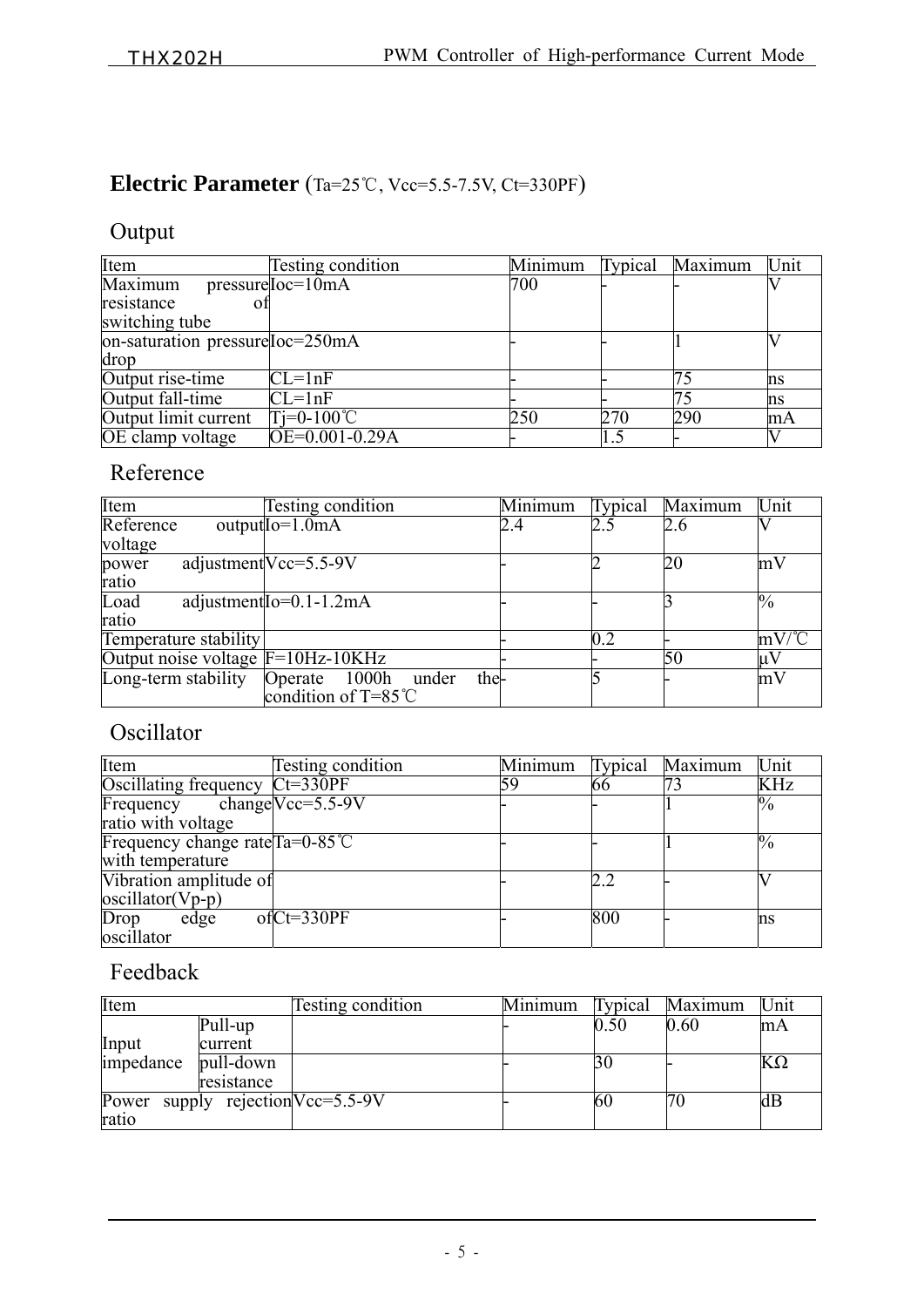## Electric Parameter (Ta=25℃, Vcc=5.5-7.5V, Ct=330PF)

### Output

| Item | Testing condition | Minimum | Typical | Maximum | Unit |
|---|---|---|---|---|---|
| Maximum pressure resistance of switching tube | Ioc=10mA | 700 | - | - | V |
| on-saturation pressure drop | Ioc=250mA | - | - | 1 | V |
| Output rise-time | CL=1nF | - | - | 75 | ns |
| Output fall-time | CL=1nF | - | - | 75 | ns |
| Output limit current | Tj=0-100℃ | 250 | 270 | 290 | mA |
| OE clamp voltage | OE=0.001-0.29A | - | 1.5 | - | V |

### Reference

| Item | Testing condition | Minimum | Typical | Maximum | Unit |
|---|---|---|---|---|---|
| Reference output voltage | Io=1.0mA | 2.4 | 2.5 | 2.6 | V |
| power adjustment ratio | Vcc=5.5-9V | - | 2 | 20 | mV |
| Load adjustment ratio | Io=0.1-1.2mA | - | - | 3 | % |
| Temperature stability | | - | 0.2 | - | mV/℃ |
| Output noise voltage | F=10Hz-10KHz | - | - | 50 | μV |
| Long-term stability | Operate 1000h under the condition of T=85℃ | - | 5 | - | mV |

### Oscillator

| Item | Testing condition | Minimum | Typical | Maximum | Unit |
|---|---|---|---|---|---|
| Oscillating frequency | Ct=330PF | 59 | 66 | 73 | KHz |
| Frequency change ratio with voltage | Vcc=5.5-9V | - | - | 1 | % |
| Frequency change rate with temperature | Ta=0-85℃ | - | - | 1 | % |
| Vibration amplitude of oscillator(Vp-p) | | - | 2.2 | - | V |
| Drop edge of oscillator | Ct=330PF | - | 800 | - | ns |

### Feedback

| Item | | Testing condition | Minimum | Typical | Maximum | Unit |
|---|---|---|---|---|---|---|
| Input impedance | Pull-up current | | - | 0.50 | 0.60 | mA |
| | pull-down resistance | | - | 30 | - | KΩ |
| Power supply rejection ratio | | Vcc=5.5-9V | - | 60 | 70 | dB |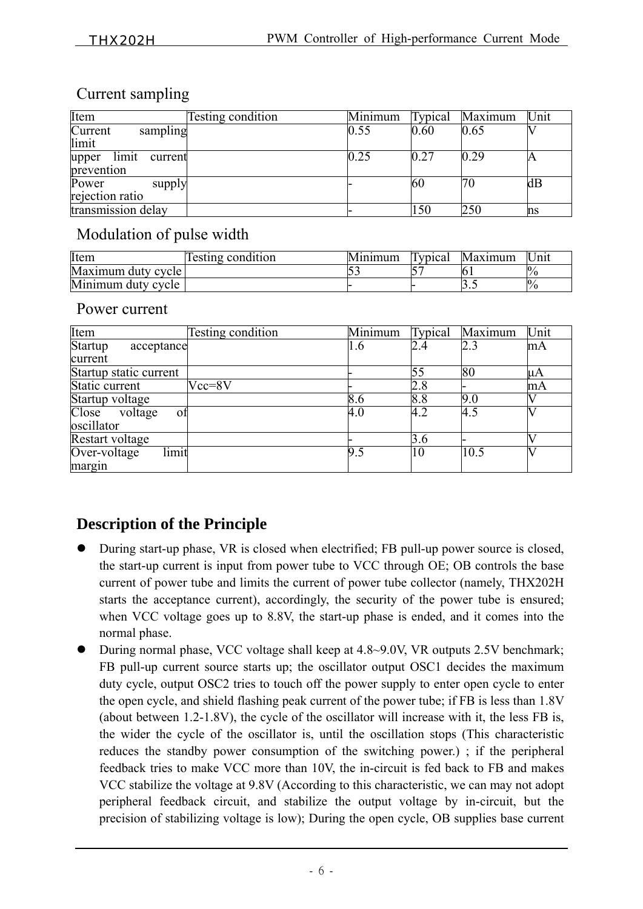### Current sampling

| Item | Testing condition | Minimum | Typical | Maximum | Unit |
|---|---|---|---|---|---|
| Current sampling limit | | 0.55 | 0.60 | 0.65 | V |
| upper limit current prevention | | 0.25 | 0.27 | 0.29 | A |
| Power supply rejection ratio | | - | 60 | 70 | dB |
| transmission delay | | - | 150 | 250 | ns |

### Modulation of pulse width

| Item | Testing condition | Minimum | Typical | Maximum | Unit |
|---|---|---|---|---|---|
| Maximum duty cycle | | 53 | 57 | 61 | % |
| Minimum duty cycle | | - | - | 3.5 | % |

### Power current

| Item | Testing condition | Minimum | Typical | Maximum | Unit |
|---|---|---|---|---|---|
| Startup acceptance current | | 1.6 | 2.4 | 2.3 | mA |
| Startup static current | | - | 55 | 80 | μA |
| Static current | Vcc=8V | - | 2.8 | - | mA |
| Startup voltage | | 8.6 | 8.8 | 9.0 | V |
| Close voltage of oscillator | | 4.0 | 4.2 | 4.5 | V |
| Restart voltage | | - | 3.6 | - | V |
| Over-voltage limit margin | | 9.5 | 10 | 10.5 | V |

## Description of the Principle

- During start-up phase, VR is closed when electrified; FB pull-up power source is closed, the start-up current is input from power tube to VCC through OE; OB controls the base current of power tube and limits the current of power tube collector (namely, THX202H starts the acceptance current), accordingly, the security of the power tube is ensured; when VCC voltage goes up to 8.8V, the start-up phase is ended, and it comes into the normal phase.
- During normal phase, VCC voltage shall keep at 4.8~9.0V, VR outputs 2.5V benchmark; FB pull-up current source starts up; the oscillator output OSC1 decides the maximum duty cycle, output OSC2 tries to touch off the power supply to enter open cycle to enter the open cycle, and shield flashing peak current of the power tube; if FB is less than 1.8V (about between 1.2-1.8V), the cycle of the oscillator will increase with it, the less FB is, the wider the cycle of the oscillator is, until the oscillation stops (This characteristic reduces the standby power consumption of the switching power.) ; if the peripheral feedback tries to make VCC more than 10V, the in-circuit is fed back to FB and makes VCC stabilize the voltage at 9.8V (According to this characteristic, we can may not adopt peripheral feedback circuit, and stabilize the output voltage by in-circuit, but the precision of stabilizing voltage is low); During the open cycle, OB supplies base current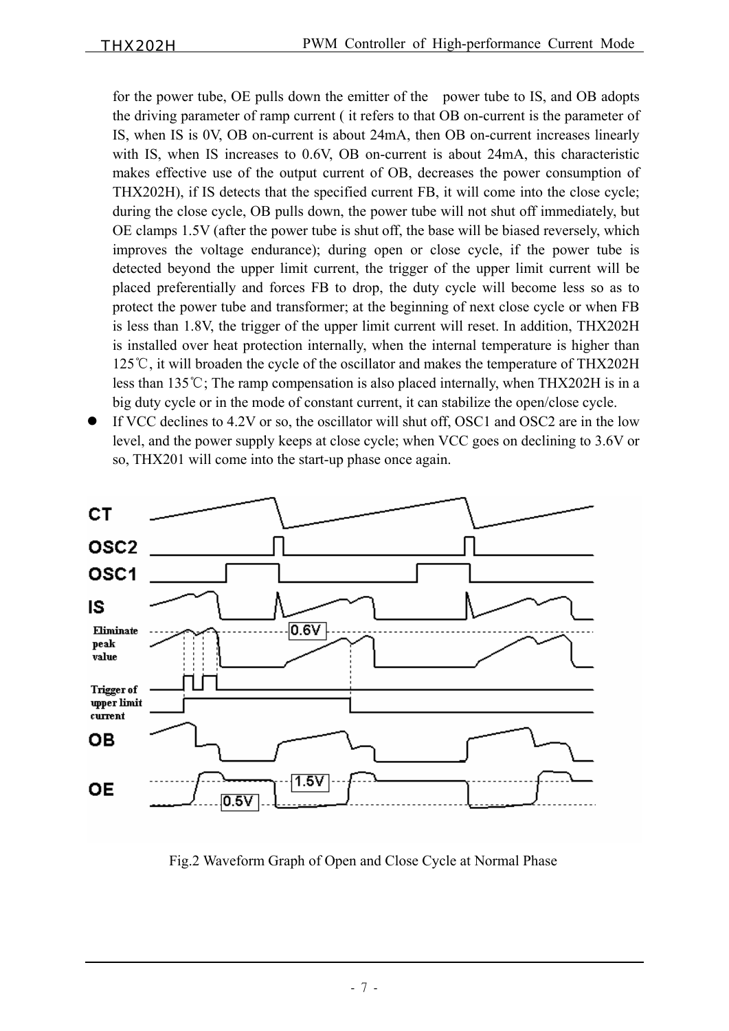for the power tube, OE pulls down the emitter of the power tube to IS, and OB adopts the driving parameter of ramp current ( it refers to that OB on-current is the parameter of IS, when IS is 0V, OB on-current is about 24mA, then OB on-current increases linearly with IS, when IS increases to 0.6V, OB on-current is about 24mA, this characteristic makes effective use of the output current of OB, decreases the power consumption of THX202H), if IS detects that the specified current FB, it will come into the close cycle; during the close cycle, OB pulls down, the power tube will not shut off immediately, but OE clamps 1.5V (after the power tube is shut off, the base will be biased reversely, which improves the voltage endurance); during open or close cycle, if the power tube is detected beyond the upper limit current, the trigger of the upper limit current will be placed preferentially and forces FB to drop, the duty cycle will become less so as to protect the power tube and transformer; at the beginning of next close cycle or when FB is less than 1.8V, the trigger of the upper limit current will reset. In addition, THX202H is installed over heat protection internally, when the internal temperature is higher than 125℃, it will broaden the cycle of the oscillator and makes the temperature of THX202H less than 135℃; The ramp compensation is also placed internally, when THX202H is in a big duty cycle or in the mode of constant current, it can stabilize the open/close cycle.

- If VCC declines to 4.2V or so, the oscillator will shut off, OSC1 and OSC2 are in the low level, and the power supply keeps at close cycle; when VCC goes on declining to 3.6V or so, THX201 will come into the start-up phase once again.

Fig.2 Waveform Graph of Open and Close Cycle at Normal Phase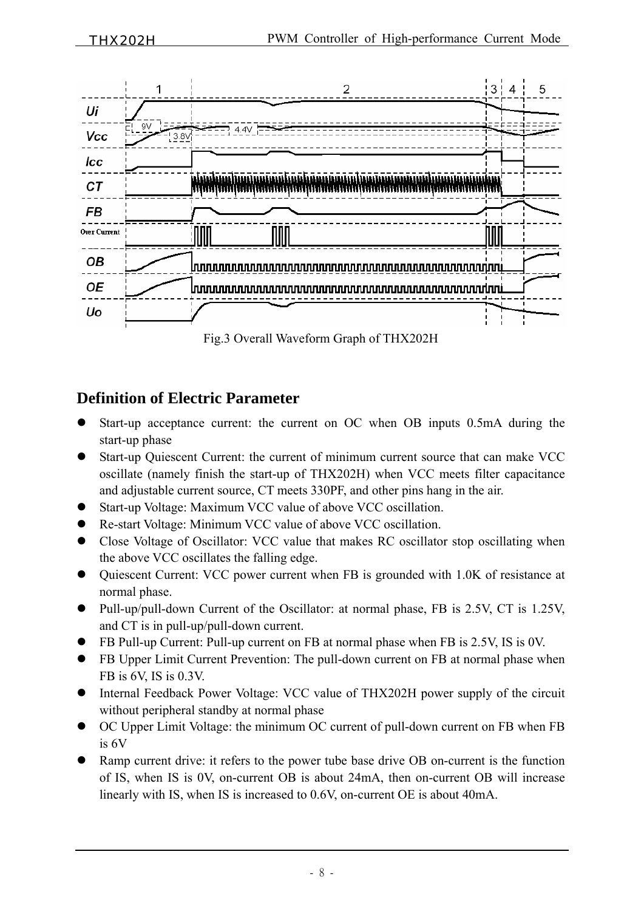Fig.3 Overall Waveform Graph of THX202H

## Definition of Electric Parameter

- Start-up acceptance current: the current on OC when OB inputs 0.5mA during the start-up phase
- Start-up Quiescent Current: the current of minimum current source that can make VCC oscillate (namely finish the start-up of THX202H) when VCC meets filter capacitance and adjustable current source, CT meets 330PF, and other pins hang in the air.
- Start-up Voltage: Maximum VCC value of above VCC oscillation.
- Re-start Voltage: Minimum VCC value of above VCC oscillation.
- Close Voltage of Oscillator: VCC value that makes RC oscillator stop oscillating when the above VCC oscillates the falling edge.
- Quiescent Current: VCC power current when FB is grounded with 1.0K of resistance at normal phase.
- Pull-up/pull-down Current of the Oscillator: at normal phase, FB is 2.5V, CT is 1.25V, and CT is in pull-up/pull-down current.
- FB Pull-up Current: Pull-up current on FB at normal phase when FB is 2.5V, IS is 0V.
- FB Upper Limit Current Prevention: The pull-down current on FB at normal phase when FB is 6V, IS is 0.3V.
- Internal Feedback Power Voltage: VCC value of THX202H power supply of the circuit without peripheral standby at normal phase
- OC Upper Limit Voltage: the minimum OC current of pull-down current on FB when FB is 6V
- Ramp current drive: it refers to the power tube base drive OB on-current is the function of IS, when IS is 0V, on-current OB is about 24mA, then on-current OB will increase linearly with IS, when IS is increased to 0.6V, on-current OE is about 40mA.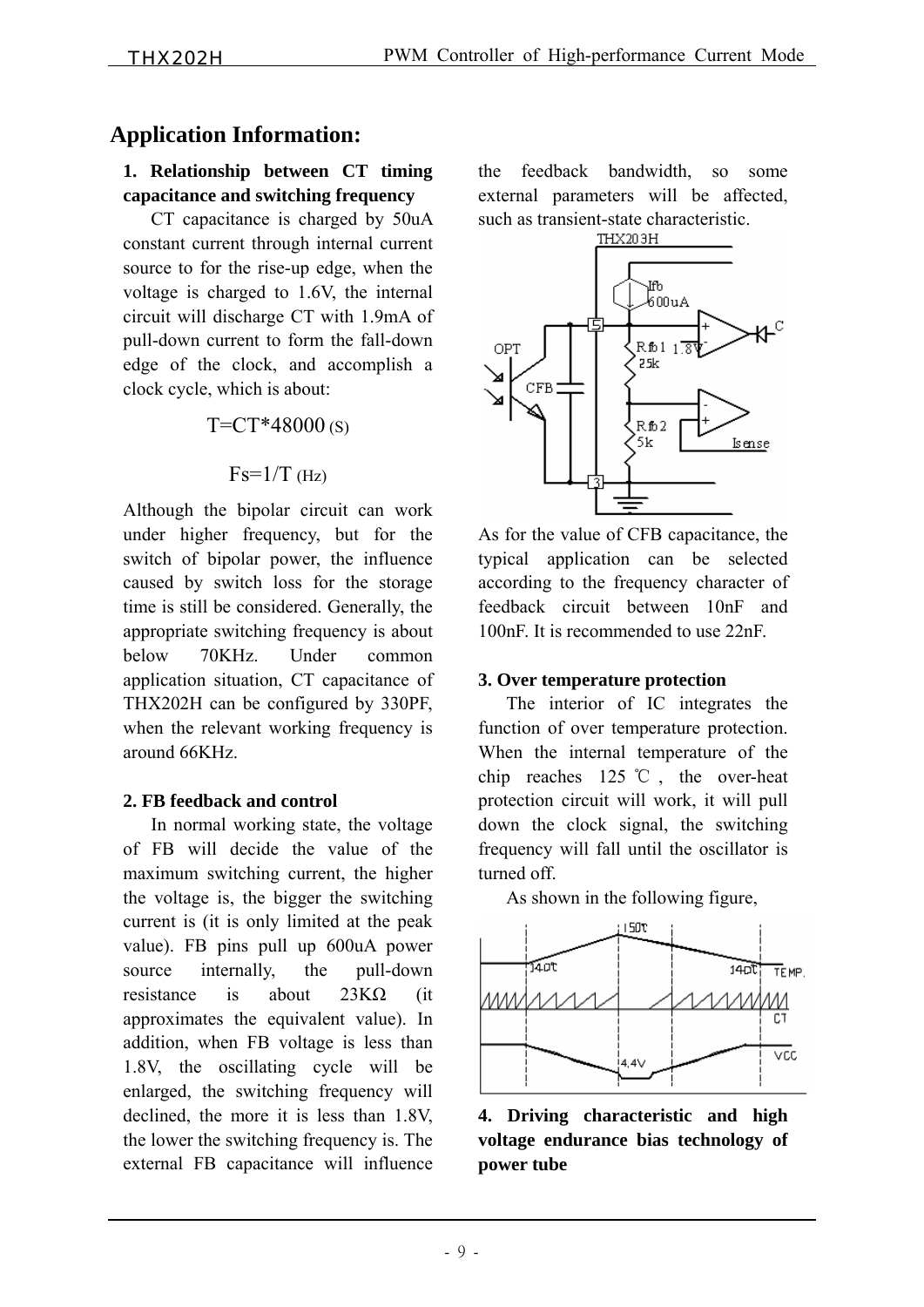## Application Information:

### 1. Relationship between CT timing capacitance and switching frequency

CT capacitance is charged by 50uA constant current through internal current source to for the rise-up edge, when the voltage is charged to 1.6V, the internal circuit will discharge CT with 1.9mA of pull-down current to form the fall-down edge of the clock, and accomplish a clock cycle, which is about:

$$T=CT*48000 \text{ (S)}$$

$$Fs=1/T \text{ (Hz)}$$

Although the bipolar circuit can work under higher frequency, but for the switch of bipolar power, the influence caused by switch loss for the storage time is still be considered. Generally, the appropriate switching frequency is about below 70KHz. Under common application situation, CT capacitance of THX202H can be configured by 330PF, when the relevant working frequency is around 66KHz.

### 2. FB feedback and control

In normal working state, the voltage of FB will decide the value of the maximum switching current, the higher the voltage is, the bigger the switching current is (it is only limited at the peak value). FB pins pull up 600uA power source internally, the pull-down resistance is about 23KΩ (it approximates the equivalent value). In addition, when FB voltage is less than 1.8V, the oscillating cycle will be enlarged, the switching frequency will declined, the more it is less than 1.8V, the lower the switching frequency is. The external FB capacitance will influence the feedback bandwidth, so some external parameters will be affected, such as transient-state characteristic.

As for the value of CFB capacitance, the typical application can be selected according to the frequency character of feedback circuit between 10nF and 100nF. It is recommended to use 22nF.

### 3. Over temperature protection

The interior of IC integrates the function of over temperature protection. When the internal temperature of the chip reaches 125 ℃, the over-heat protection circuit will work, it will pull down the clock signal, the switching frequency will fall until the oscillator is turned off.

As shown in the following figure,

### 4. Driving characteristic and high voltage endurance bias technology of power tube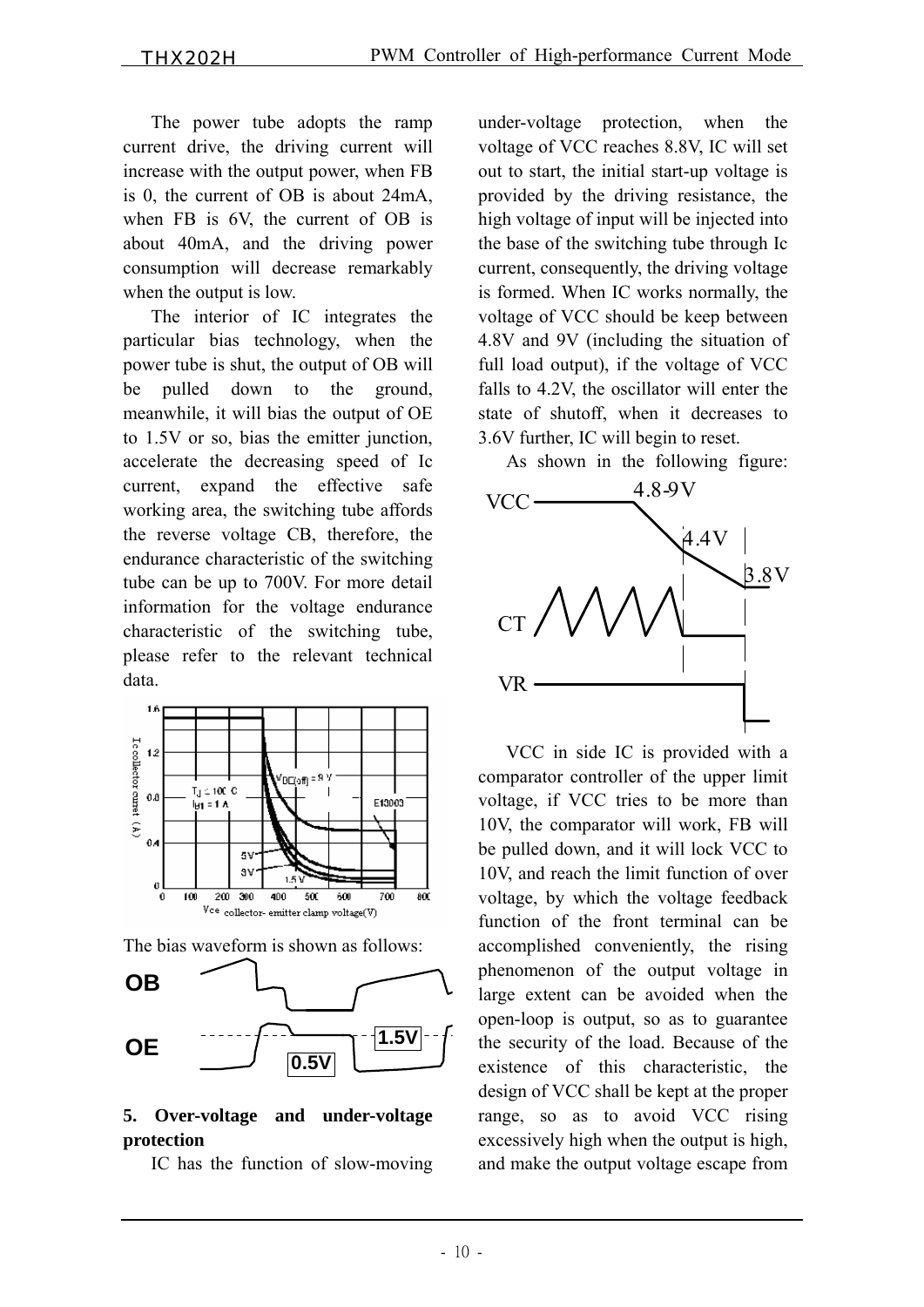The power tube adopts the ramp current drive, the driving current will increase with the output power, when FB is 0, the current of OB is about 24mA, when FB is 6V, the current of OB is about 40mA, and the driving power consumption will decrease remarkably when the output is low.

The interior of IC integrates the particular bias technology, when the power tube is shut, the output of OB will be pulled down to the ground, meanwhile, it will bias the output of OE to 1.5V or so, bias the emitter junction, accelerate the decreasing speed of Ic current, expand the effective safe working area, the switching tube affords the reverse voltage CB, therefore, the endurance characteristic of the switching tube can be up to 700V. For more detail information for the voltage endurance characteristic of the switching tube, please refer to the relevant technical data.

The bias waveform is shown as follows:

## 5. Over-voltage and under-voltage protection

IC has the function of slow-moving under-voltage protection, when the voltage of VCC reaches 8.8V, IC will set out to start, the initial start-up voltage is provided by the driving resistance, the high voltage of input will be injected into the base of the switching tube through Ic current, consequently, the driving voltage is formed. When IC works normally, the voltage of VCC should be keep between 4.8V and 9V (including the situation of full load output), if the voltage of VCC falls to 4.2V, the oscillator will enter the state of shutoff, when it decreases to 3.6V further, IC will begin to reset.

As shown in the following figure:

VCC in side IC is provided with a comparator controller of the upper limit voltage, if VCC tries to be more than 10V, the comparator will work, FB will be pulled down, and it will lock VCC to 10V, and reach the limit function of over voltage, by which the voltage feedback function of the front terminal can be accomplished conveniently, the rising phenomenon of the output voltage in large extent can be avoided when the open-loop is output, so as to guarantee the security of the load. Because of the existence of this characteristic, the design of VCC shall be kept at the proper range, so as to avoid VCC rising excessively high when the output is high, and make the output voltage escape from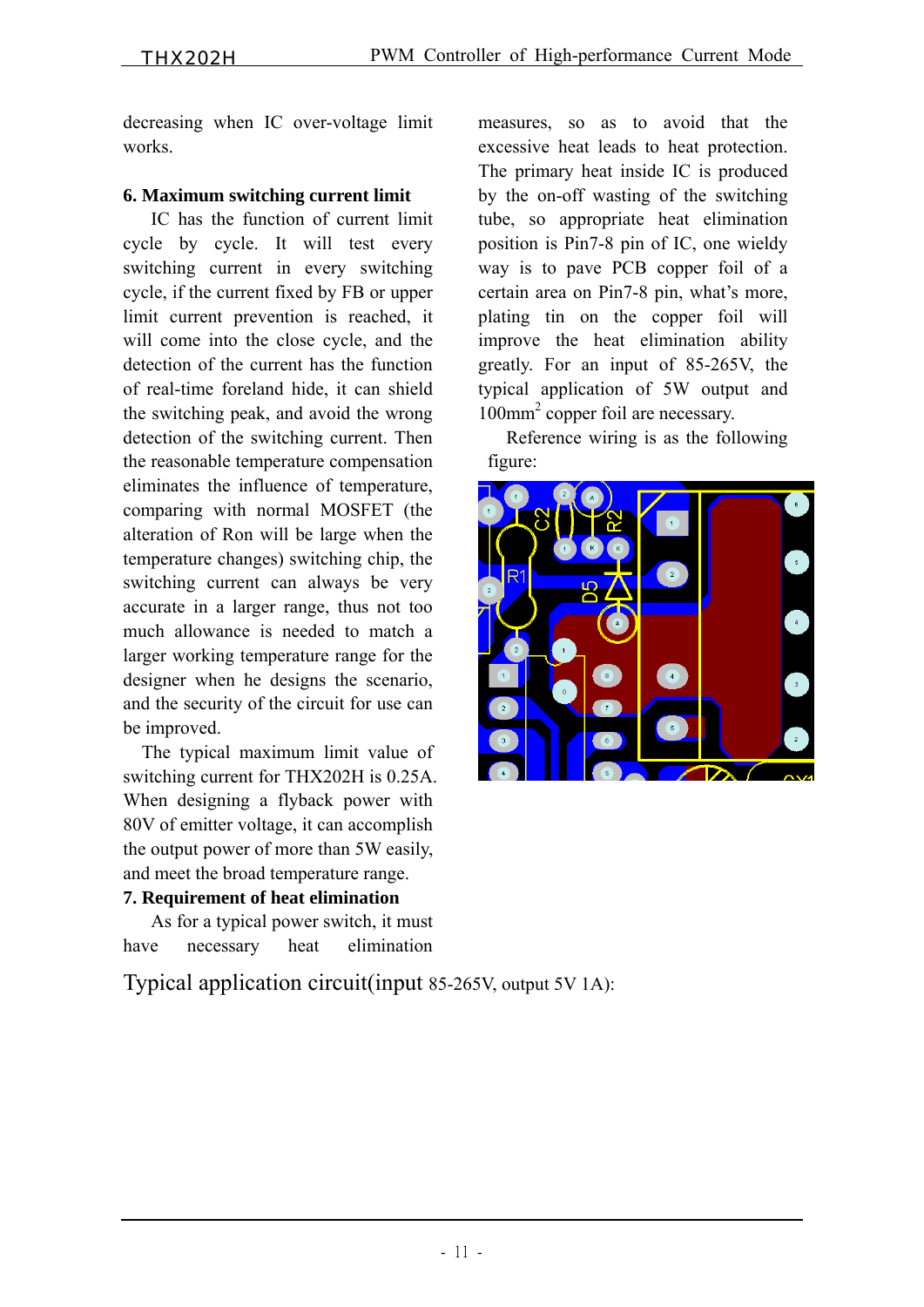decreasing when IC over-voltage limit works.

**6. Maximum switching current limit**

IC has the function of current limit cycle by cycle. It will test every switching current in every switching cycle, if the current fixed by FB or upper limit current prevention is reached, it will come into the close cycle, and the detection of the current has the function of real-time foreland hide, it can shield the switching peak, and avoid the wrong detection of the switching current. Then the reasonable temperature compensation eliminates the influence of temperature, comparing with normal MOSFET (the alteration of Ron will be large when the temperature changes) switching chip, the switching current can always be very accurate in a larger range, thus not too much allowance is needed to match a larger working temperature range for the designer when he designs the scenario, and the security of the circuit for use can be improved.

The typical maximum limit value of switching current for THX202H is 0.25A. When designing a flyback power with 80V of emitter voltage, it can accomplish the output power of more than 5W easily, and meet the broad temperature range.

**7. Requirement of heat elimination**

As for a typical power switch, it must have necessary heat elimination measures, so as to avoid that the excessive heat leads to heat protection. The primary heat inside IC is produced by the on-off wasting of the switching tube, so appropriate heat elimination position is Pin7-8 pin of IC, one wieldy way is to pave PCB copper foil of a certain area on Pin7-8 pin, what's more, plating tin on the copper foil will improve the heat elimination ability greatly. For an input of 85-265V, the typical application of 5W output and $100mm^2$ copper foil are necessary.

Reference wiring is as the following figure:

Typical application circuit(input 85-265V, output 5V 1A):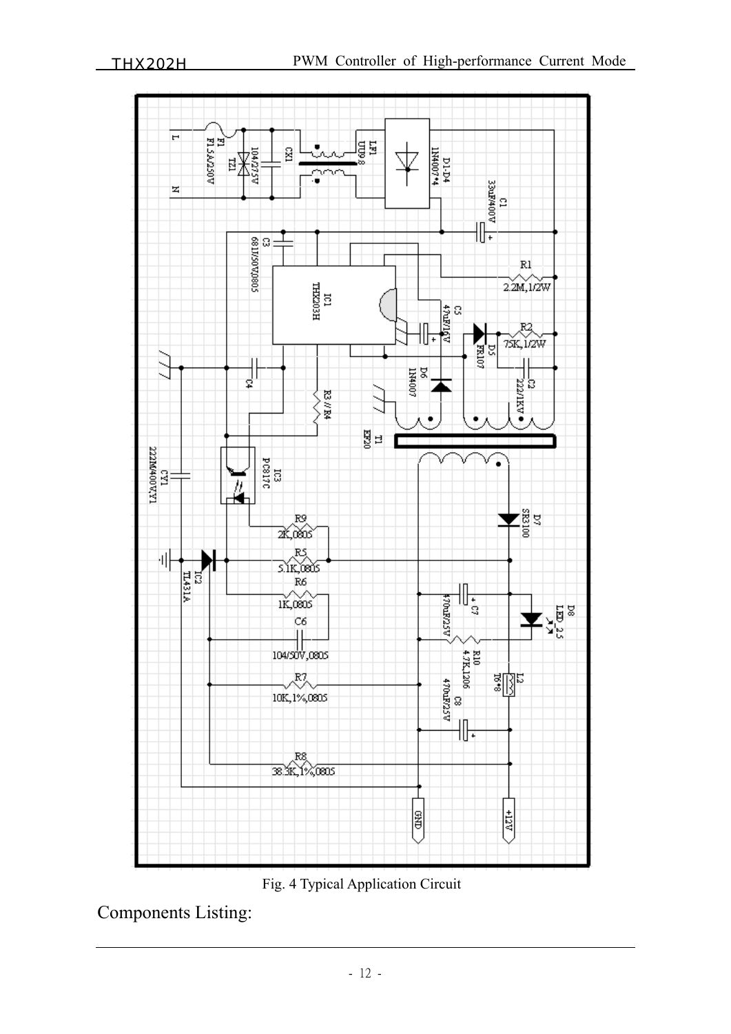Fig. 4 Typical Application Circuit

Components Listing: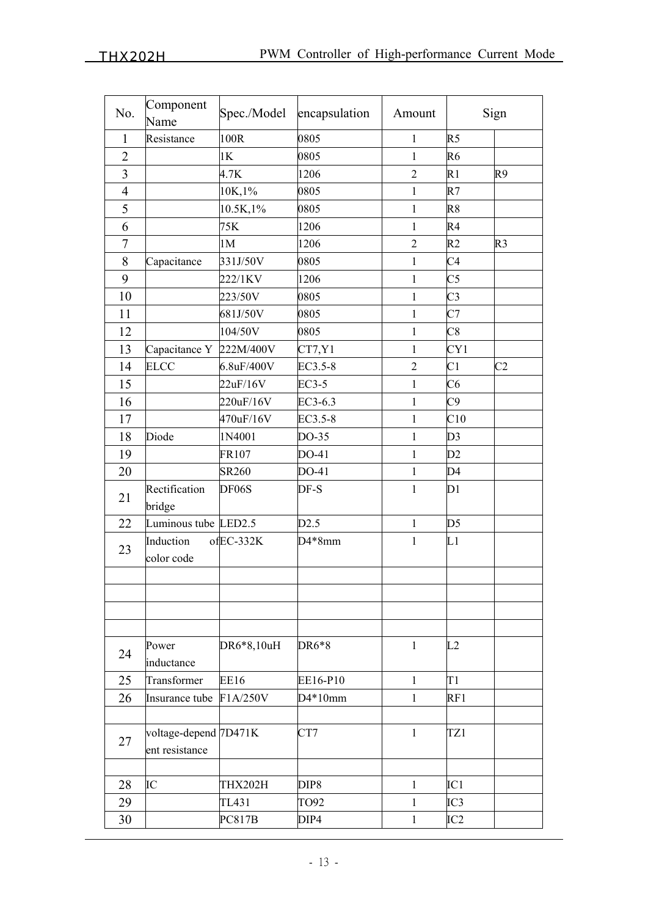| No. | Component Name | Spec./Model | encapsulation | Amount | Sign | |
|---|---|---|---|---|---|---|
| 1 | Resistance | 100R | 0805 | 1 | R5 | |
| 2 | | 1K | 0805 | 1 | R6 | |
| 3 | | 4.7K | 1206 | 2 | R1 | R9 |
| 4 | | 10K,1% | 0805 | 1 | R7 | |
| 5 | | 10.5K,1% | 0805 | 1 | R8 | |
| 6 | | 75K | 1206 | 1 | R4 | |
| 7 | | 1M | 1206 | 2 | R2 | R3 |
| 8 | Capacitance | 331J/50V | 0805 | 1 | C4 | |
| 9 | | 222/1KV | 1206 | 1 | C5 | |
| 10 | | 223/50V | 0805 | 1 | C3 | |
| 11 | | 681J/50V | 0805 | 1 | C7 | |
| 12 | | 104/50V | 0805 | 1 | C8 | |
| 13 | Capacitance Y | 222M/400V | CT7,Y1 | 1 | CY1 | |
| 14 | ELCC | 6.8uF/400V | EC3.5-8 | 2 | C1 | C2 |
| 15 | | 22uF/16V | EC3-5 | 1 | C6 | |
| 16 | | 220uF/16V | EC3-6.3 | 1 | C9 | |
| 17 | | 470uF/16V | EC3.5-8 | 1 | C10 | |
| 18 | Diode | 1N4001 | DO-35 | 1 | D3 | |
| 19 | | FR107 | DO-41 | 1 | D2 | |
| 20 | | SR260 | DO-41 | 1 | D4 | |
| 21 | Rectification bridge | DF06S | DF-S | 1 | D1 | |
| 22 | Luminous tube | LED2.5 | D2.5 | 1 | D5 | |
| 23 | Induction of color code | EC-332K | D4*8mm | 1 | L1 | |
| | | | | | | |
| | | | | | | |
| | | | | | | |
| | | | | | | |
| 24 | Power inductance | DR6*8,10uH | DR6*8 | 1 | L2 | |
| 25 | Transformer | EE16 | EE16-P10 | 1 | T1 | |
| 26 | Insurance tube | F1A/250V | D4*10mm | 1 | RF1 | |
| | | | | | | |
| 27 | voltage-dependent resistance | 7D471K | CT7 | 1 | TZ1 | |
| | | | | | | |
| 28 | IC | THX202H | DIP8 | 1 | IC1 | |
| 29 | | TL431 | TO92 | 1 | IC3 | |
| 30 | | PC817B | DIP4 | 1 | IC2 | |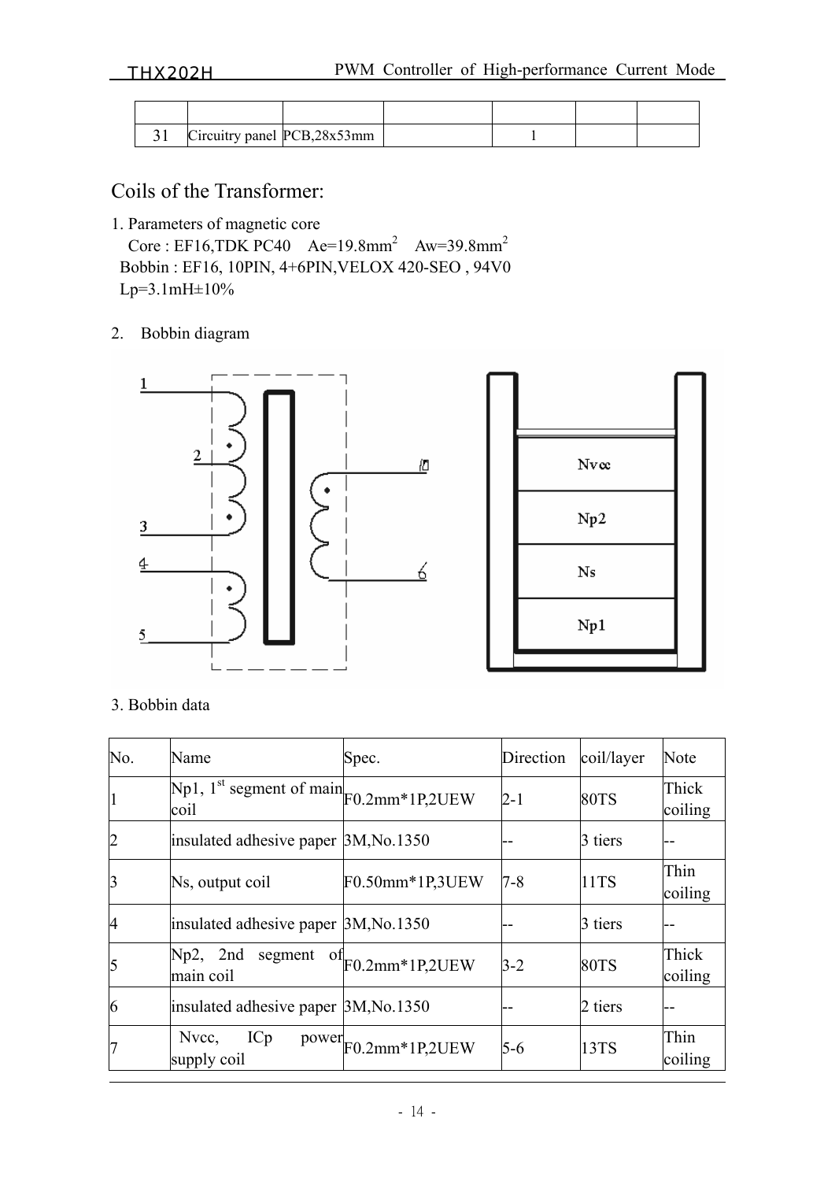| | | | | | | |
|---|---|---|---|---|---|---|
| 31 | Circuitry panel | PCB,28x53mm | | 1 | | |

## Coils of the Transformer:

1. Parameters of magnetic core

   Core : EF16,TDK PC40 Ae=19.8mm$^2$ Aw=39.8mm$^2$

   Bobbin : EF16, 10PIN, 4+6PIN,VELOX 420-SEO , 94V0

   Lp=3.1mH±10%

2. Bobbin diagram

3. Bobbin data

| No. | Name | Spec. | Direction | coil/layer | Note |
|---|---|---|---|---|---|
| 1 | Np1, 1st segment of main coil | F0.2mm*1P,2UEW | 2-1 | 80TS | Thick coiling |
| 2 | insulated adhesive paper | 3M,No.1350 | -- | 3 tiers | -- |
| 3 | Ns, output coil | F0.50mm*1P,3UEW | 7-8 | 11TS | Thin coiling |
| 4 | insulated adhesive paper | 3M,No.1350 | -- | 3 tiers | -- |
| 5 | Np2, 2nd segment of main coil | F0.2mm*1P,2UEW | 3-2 | 80TS | Thick coiling |
| 6 | insulated adhesive paper | 3M,No.1350 | -- | 2 tiers | -- |
| 7 | Nvcc, ICp power supply coil | F0.2mm*1P,2UEW | 5-6 | 13TS | Thin coiling |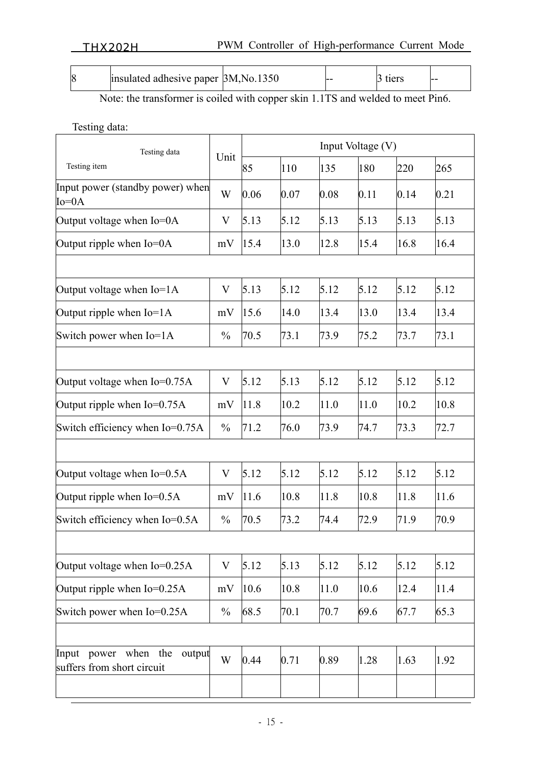| 8 | insulated adhesive paper | 3M,No.1350 | -- | 3 tiers | -- |
|---|---|---|---|---|---|

Note: the transformer is coiled with copper skin 1.1TS and welded to meet Pin6.

Testing data:

| Testing data / Testing item | Unit | Input Voltage (V) | | | | | |
|---|---|---|---|---|---|---|---|
| | | 85 | 110 | 135 | 180 | 220 | 265 |
| Input power (standby power) when Io=0A | W | 0.06 | 0.07 | 0.08 | 0.11 | 0.14 | 0.21 |
| Output voltage when Io=0A | V | 5.13 | 5.12 | 5.13 | 5.13 | 5.13 | 5.13 |
| Output ripple when Io=0A | mV | 15.4 | 13.0 | 12.8 | 15.4 | 16.8 | 16.4 |
| | | | | | | | |
| Output voltage when Io=1A | V | 5.13 | 5.12 | 5.12 | 5.12 | 5.12 | 5.12 |
| Output ripple when Io=1A | mV | 15.6 | 14.0 | 13.4 | 13.0 | 13.4 | 13.4 |
| Switch power when Io=1A | % | 70.5 | 73.1 | 73.9 | 75.2 | 73.7 | 73.1 |
| | | | | | | | |
| Output voltage when Io=0.75A | V | 5.12 | 5.13 | 5.12 | 5.12 | 5.12 | 5.12 |
| Output ripple when Io=0.75A | mV | 11.8 | 10.2 | 11.0 | 11.0 | 10.2 | 10.8 |
| Switch efficiency when Io=0.75A | % | 71.2 | 76.0 | 73.9 | 74.7 | 73.3 | 72.7 |
| | | | | | | | |
| Output voltage when Io=0.5A | V | 5.12 | 5.12 | 5.12 | 5.12 | 5.12 | 5.12 |
| Output ripple when Io=0.5A | mV | 11.6 | 10.8 | 11.8 | 10.8 | 11.8 | 11.6 |
| Switch efficiency when Io=0.5A | % | 70.5 | 73.2 | 74.4 | 72.9 | 71.9 | 70.9 |
| | | | | | | | |
| Output voltage when Io=0.25A | V | 5.12 | 5.13 | 5.12 | 5.12 | 5.12 | 5.12 |
| Output ripple when Io=0.25A | mV | 10.6 | 10.8 | 11.0 | 10.6 | 12.4 | 11.4 |
| Switch power when Io=0.25A | % | 68.5 | 70.1 | 70.7 | 69.6 | 67.7 | 65.3 |
| | | | | | | | |
| Input power when the output suffers from short circuit | W | 0.44 | 0.71 | 0.89 | 1.28 | 1.63 | 1.92 |
| | | | | | | | |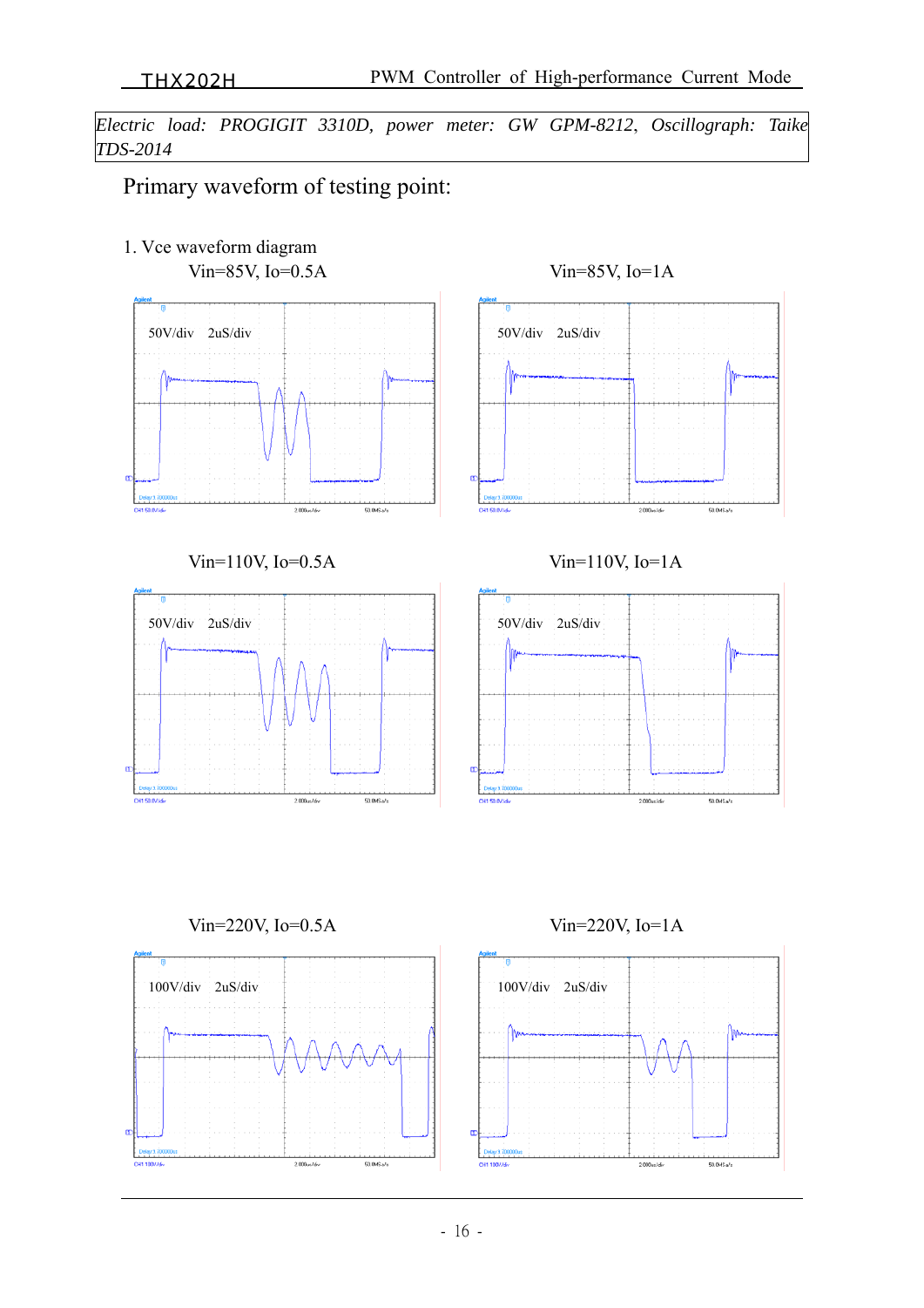*Electric load: PROGIGIT 3310D, power meter: GW GPM-8212, Oscillograph: Taike TDS-2014*

## Primary waveform of testing point:

1. Vce waveform diagram

Vin=85V, Io=0.5A

50V/div 2uS/div

Vin=85V, Io=1A

50V/div 2uS/div

Vin=110V, Io=0.5A

50V/div 2uS/div

Vin=110V, Io=1A

50V/div 2uS/div

Vin=220V, Io=0.5A

100V/div 2uS/div

Vin=220V, Io=1A

100V/div 2uS/div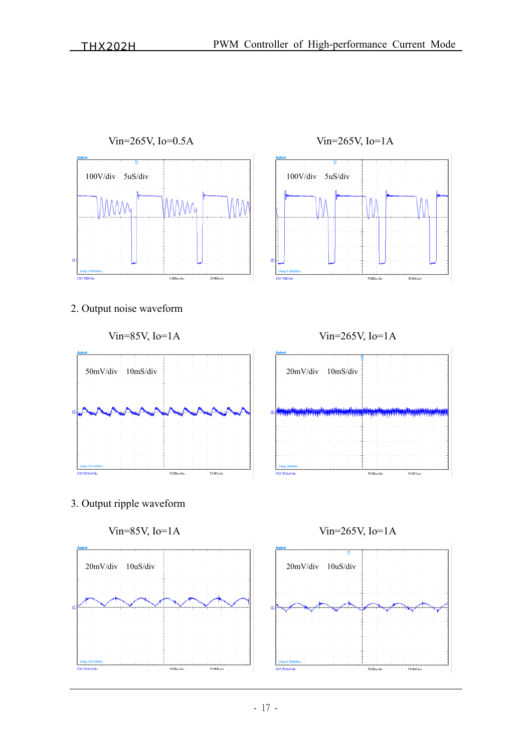Vin=265V, Io=0.5A

100V/div 5uS/div

Vin=265V, Io=1A

100V/div 5uS/div

2. Output noise waveform

Vin=85V, Io=1A

50mV/div 10mS/div

Vin=265V, Io=1A

20mV/div 10mS/div

3. Output ripple waveform

Vin=85V, Io=1A

20mV/div 10uS/div

Vin=265V, Io=1A

20mV/div 10uS/div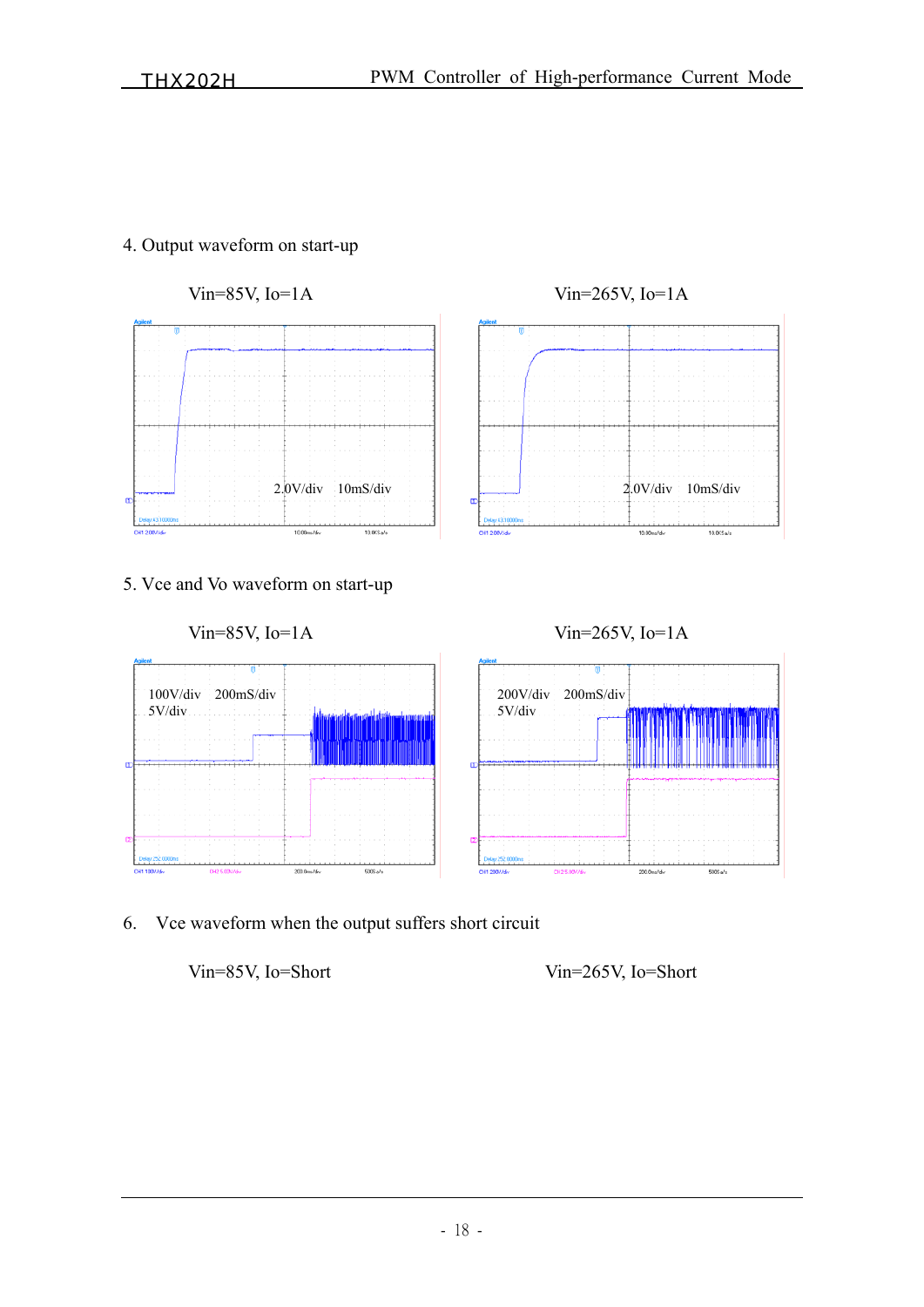4. Output waveform on start-up

Vin=85V, Io=1A

2.0V/div 10mS/div

Vin=265V, Io=1A

2.0V/div 10mS/div

5. Vce and Vo waveform on start-up

Vin=85V, Io=1A

100V/div 200mS/div
5V/div

Vin=265V, Io=1A

200V/div 200mS/div
5V/div

6. Vce waveform when the output suffers short circuit

Vin=85V, Io=Short

Vin=265V, Io=Short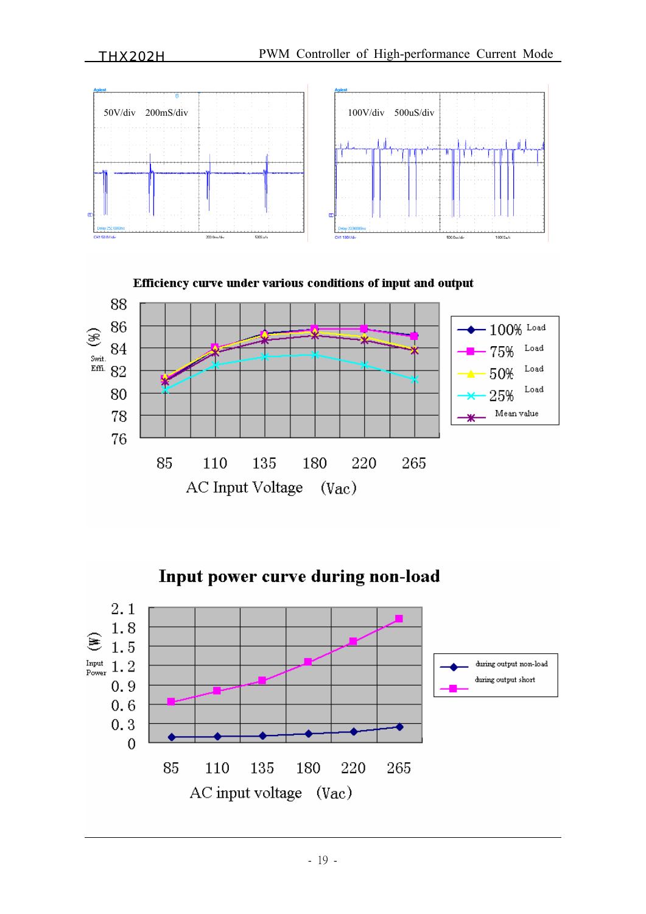50V/div 200mS/div

100V/div 500uS/div

**Efficiency curve under various conditions of input and output**

Swit. Effi. (%)

88, 86, 84, 82, 80, 78, 76

85 110 135 180 220 265

AC Input Voltage (Vac)

100% Load
75% Load
50% Load
25% Load
Mean value

**Input power curve during non-load**

Input Power (W)

2.1, 1.8, 1.5, 1.2, 0.9, 0.6, 0.3, 0

85 110 135 180 220 265

AC input voltage (Vac)

during output non-load
during output short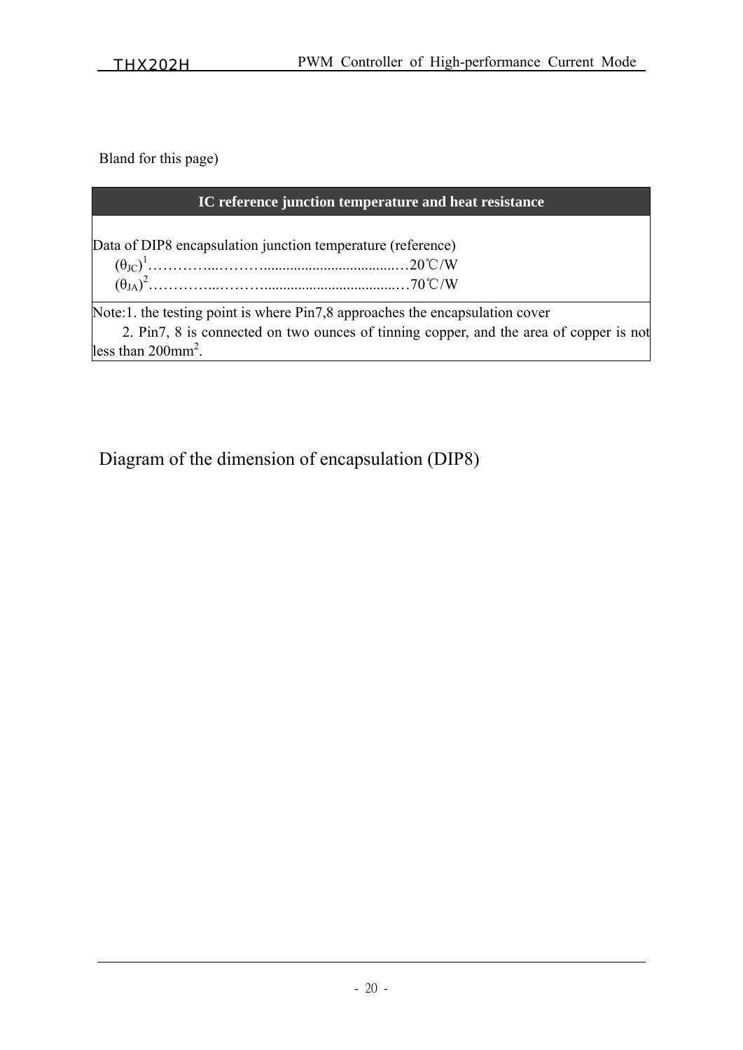Bland for this page)

| IC reference junction temperature and heat resistance |
| --- |
| Data of DIP8 encapsulation junction temperature (reference)<br>$(\theta_{JC})^1$……………..………....................................…20℃/W<br>$(\theta_{JA})^2$……………..………....................................…70℃/W |
| Note:1. the testing point is where Pin7,8 approaches the encapsulation cover<br>2. Pin7, 8 is connected on two ounces of tinning copper, and the area of copper is not less than $200mm^2$. |

Diagram of the dimension of encapsulation (DIP8)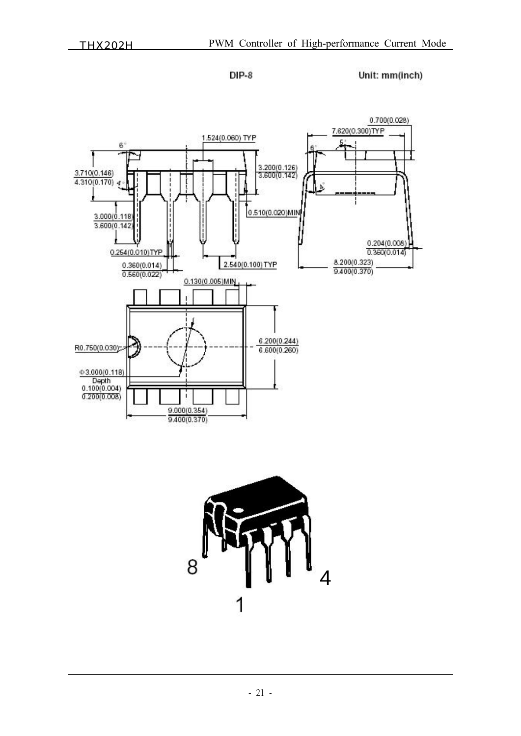DIP-8

Unit: mm(inch)

6°
3.710(0.146)
4.310(0.170)
4°
3.000(0.118)
3.600(0.142)
0.254(0.010)TYP
0.360(0.014)
0.560(0.022)
1.524(0.060) TYP
3.200(0.126)
3.600(0.142)
0.510(0.020)MIN
2.540(0.100)TYP
0.130(0.005)MIN

0.700(0.028)
7.620(0.300)TYP
6°
5°
4°
0.204(0.008)
0.360(0.014)
8.200(0.323)
9.400(0.370)

R0.750(0.030)
Φ3.000(0.118)
Depth
0.100(0.004)
0.200(0.008)
6.200(0.244)
6.600(0.260)
9.000(0.354)
9.400(0.370)

8
4
1